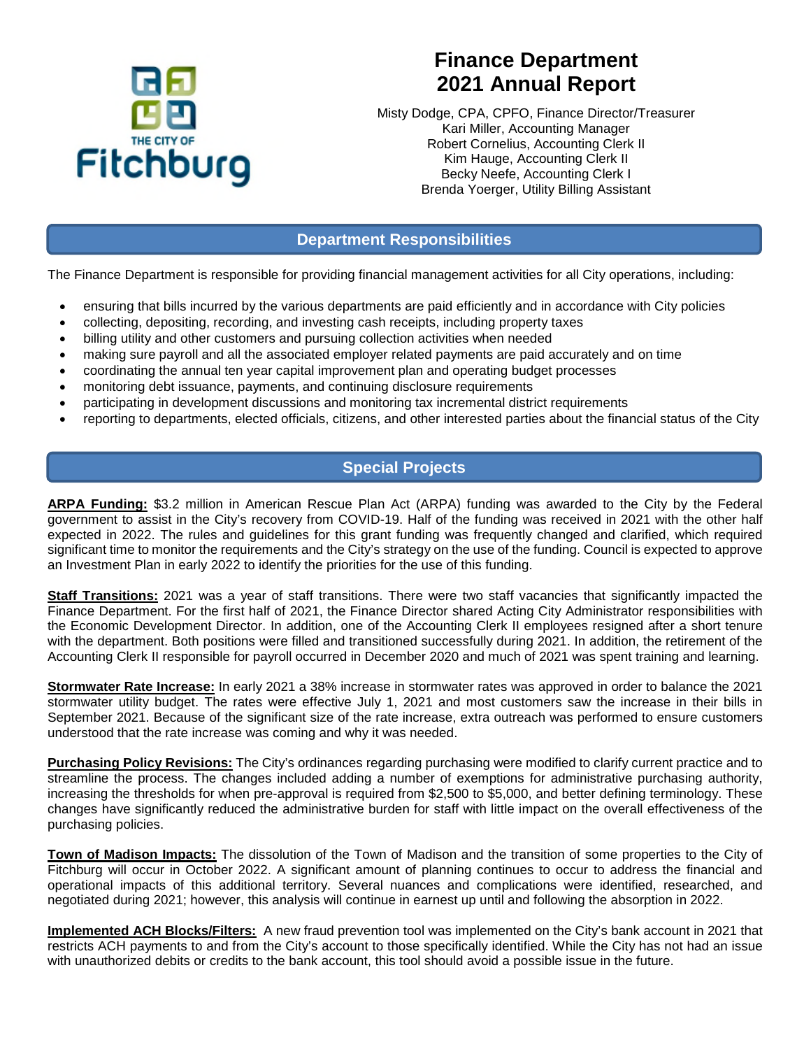THE CITY OF Fitchburg

# Finance Department 2021 Annual Report

Misty Dodge, CPA, CPFO, Finance Director/Treasurer
Kari Miller, Accounting Manager
Robert Cornelius, Accounting Clerk II
Kim Hauge, Accounting Clerk II
Becky Neefe, Accounting Clerk I
Brenda Yoerger, Utility Billing Assistant

## Department Responsibilities

The Finance Department is responsible for providing financial management activities for all City operations, including:

- ensuring that bills incurred by the various departments are paid efficiently and in accordance with City policies
- collecting, depositing, recording, and investing cash receipts, including property taxes
- billing utility and other customers and pursuing collection activities when needed
- making sure payroll and all the associated employer related payments are paid accurately and on time
- coordinating the annual ten year capital improvement plan and operating budget processes
- monitoring debt issuance, payments, and continuing disclosure requirements
- participating in development discussions and monitoring tax incremental district requirements
- reporting to departments, elected officials, citizens, and other interested parties about the financial status of the City

## Special Projects

**ARPA Funding:** $3.2 million in American Rescue Plan Act (ARPA) funding was awarded to the City by the Federal government to assist in the City's recovery from COVID-19. Half of the funding was received in 2021 with the other half expected in 2022. The rules and guidelines for this grant funding was frequently changed and clarified, which required significant time to monitor the requirements and the City's strategy on the use of the funding. Council is expected to approve an Investment Plan in early 2022 to identify the priorities for the use of this funding.

**Staff Transitions:** 2021 was a year of staff transitions. There were two staff vacancies that significantly impacted the Finance Department. For the first half of 2021, the Finance Director shared Acting City Administrator responsibilities with the Economic Development Director. In addition, one of the Accounting Clerk II employees resigned after a short tenure with the department. Both positions were filled and transitioned successfully during 2021. In addition, the retirement of the Accounting Clerk II responsible for payroll occurred in December 2020 and much of 2021 was spent training and learning.

**Stormwater Rate Increase:** In early 2021 a 38% increase in stormwater rates was approved in order to balance the 2021 stormwater utility budget. The rates were effective July 1, 2021 and most customers saw the increase in their bills in September 2021. Because of the significant size of the rate increase, extra outreach was performed to ensure customers understood that the rate increase was coming and why it was needed.

**Purchasing Policy Revisions:** The City's ordinances regarding purchasing were modified to clarify current practice and to streamline the process. The changes included adding a number of exemptions for administrative purchasing authority, increasing the thresholds for when pre-approval is required from $2,500 to $5,000, and better defining terminology. These changes have significantly reduced the administrative burden for staff with little impact on the overall effectiveness of the purchasing policies.

**Town of Madison Impacts:** The dissolution of the Town of Madison and the transition of some properties to the City of Fitchburg will occur in October 2022. A significant amount of planning continues to occur to address the financial and operational impacts of this additional territory. Several nuances and complications were identified, researched, and negotiated during 2021; however, this analysis will continue in earnest up until and following the absorption in 2022.

**Implemented ACH Blocks/Filters:** A new fraud prevention tool was implemented on the City's bank account in 2021 that restricts ACH payments to and from the City's account to those specifically identified. While the City has not had an issue with unauthorized debits or credits to the bank account, this tool should avoid a possible issue in the future.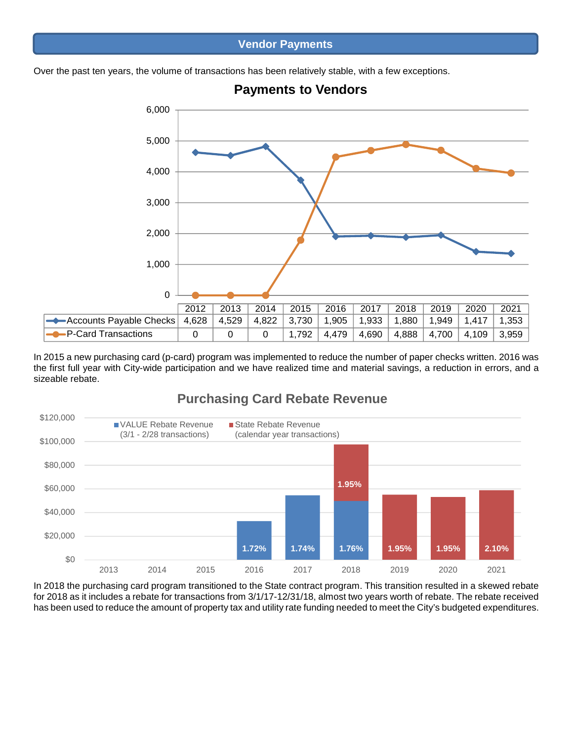## Vendor Payments

Over the past ten years, the volume of transactions has been relatively stable, with a few exceptions.

### Payments to Vendors

| | 2012 | 2013 | 2014 | 2015 | 2016 | 2017 | 2018 | 2019 | 2020 | 2021 |
|---|---|---|---|---|---|---|---|---|---|---|
| Accounts Payable Checks | 4,628 | 4,529 | 4,822 | 3,730 | 1,905 | 1,933 | 1,880 | 1,949 | 1,417 | 1,353 |
| P-Card Transactions | 0 | 0 | 0 | 1,792 | 4,479 | 4,690 | 4,888 | 4,700 | 4,109 | 3,959 |

In 2015 a new purchasing card (p-card) program was implemented to reduce the number of paper checks written. 2016 was the first full year with City-wide participation and we have realized time and material savings, a reduction in errors, and a sizeable rebate.

### Purchasing Card Rebate Revenue

VALUE Rebate Revenue (3/1 - 2/28 transactions)
State Rebate Revenue (calendar year transactions)

| Year | VALUE Rebate Revenue | State Rebate Revenue |
|---|---|---|
| 2013 | | |
| 2014 | | |
| 2015 | | |
| 2016 | 1.72% | |
| 2017 | 1.74% | |
| 2018 | 1.76% | 1.95% |
| 2019 | | 1.95% |
| 2020 | | 1.95% |
| 2021 | | 2.10% |

In 2018 the purchasing card program transitioned to the State contract program. This transition resulted in a skewed rebate for 2018 as it includes a rebate for transactions from 3/1/17-12/31/18, almost two years worth of rebate. The rebate received has been used to reduce the amount of property tax and utility rate funding needed to meet the City's budgeted expenditures.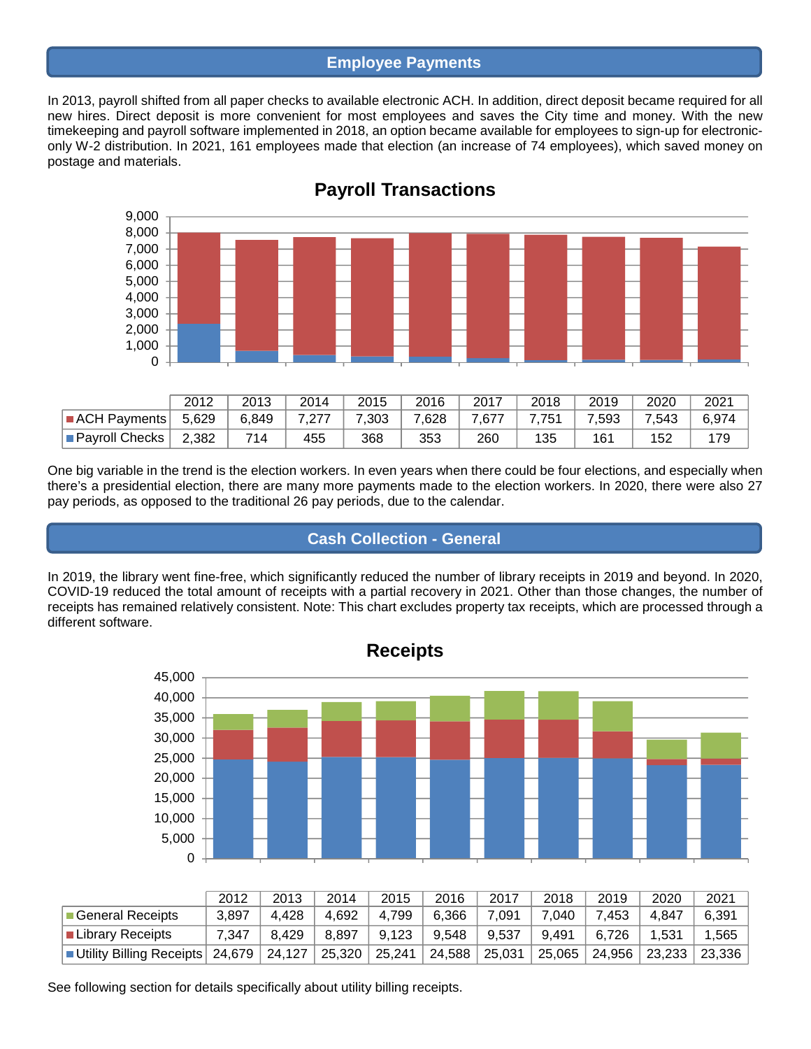## Employee Payments

In 2013, payroll shifted from all paper checks to available electronic ACH. In addition, direct deposit became required for all new hires. Direct deposit is more convenient for most employees and saves the City time and money. With the new timekeeping and payroll software implemented in 2018, an option became available for employees to sign-up for electronic-only W-2 distribution. In 2021, 161 employees made that election (an increase of 74 employees), which saved money on postage and materials.

### Payroll Transactions

| | 2012 | 2013 | 2014 | 2015 | 2016 | 2017 | 2018 | 2019 | 2020 | 2021 |
|---|---|---|---|---|---|---|---|---|---|---|
| ACH Payments | 5,629 | 6,849 | 7,277 | 7,303 | 7,628 | 7,677 | 7,751 | 7,593 | 7,543 | 6,974 |
| Payroll Checks | 2,382 | 714 | 455 | 368 | 353 | 260 | 135 | 161 | 152 | 179 |

One big variable in the trend is the election workers. In even years when there could be four elections, and especially when there's a presidential election, there are many more payments made to the election workers. In 2020, there were also 27 pay periods, as opposed to the traditional 26 pay periods, due to the calendar.

## Cash Collection - General

In 2019, the library went fine-free, which significantly reduced the number of library receipts in 2019 and beyond. In 2020, COVID-19 reduced the total amount of receipts with a partial recovery in 2021. Other than those changes, the number of receipts has remained relatively consistent. Note: This chart excludes property tax receipts, which are processed through a different software.

### Receipts

| | 2012 | 2013 | 2014 | 2015 | 2016 | 2017 | 2018 | 2019 | 2020 | 2021 |
|---|---|---|---|---|---|---|---|---|---|---|
| General Receipts | 3,897 | 4,428 | 4,692 | 4,799 | 6,366 | 7,091 | 7,040 | 7,453 | 4,847 | 6,391 |
| Library Receipts | 7,347 | 8,429 | 8,897 | 9,123 | 9,548 | 9,537 | 9,491 | 6,726 | 1,531 | 1,565 |
| Utility Billing Receipts | 24,679 | 24,127 | 25,320 | 25,241 | 24,588 | 25,031 | 25,065 | 24,956 | 23,233 | 23,336 |

See following section for details specifically about utility billing receipts.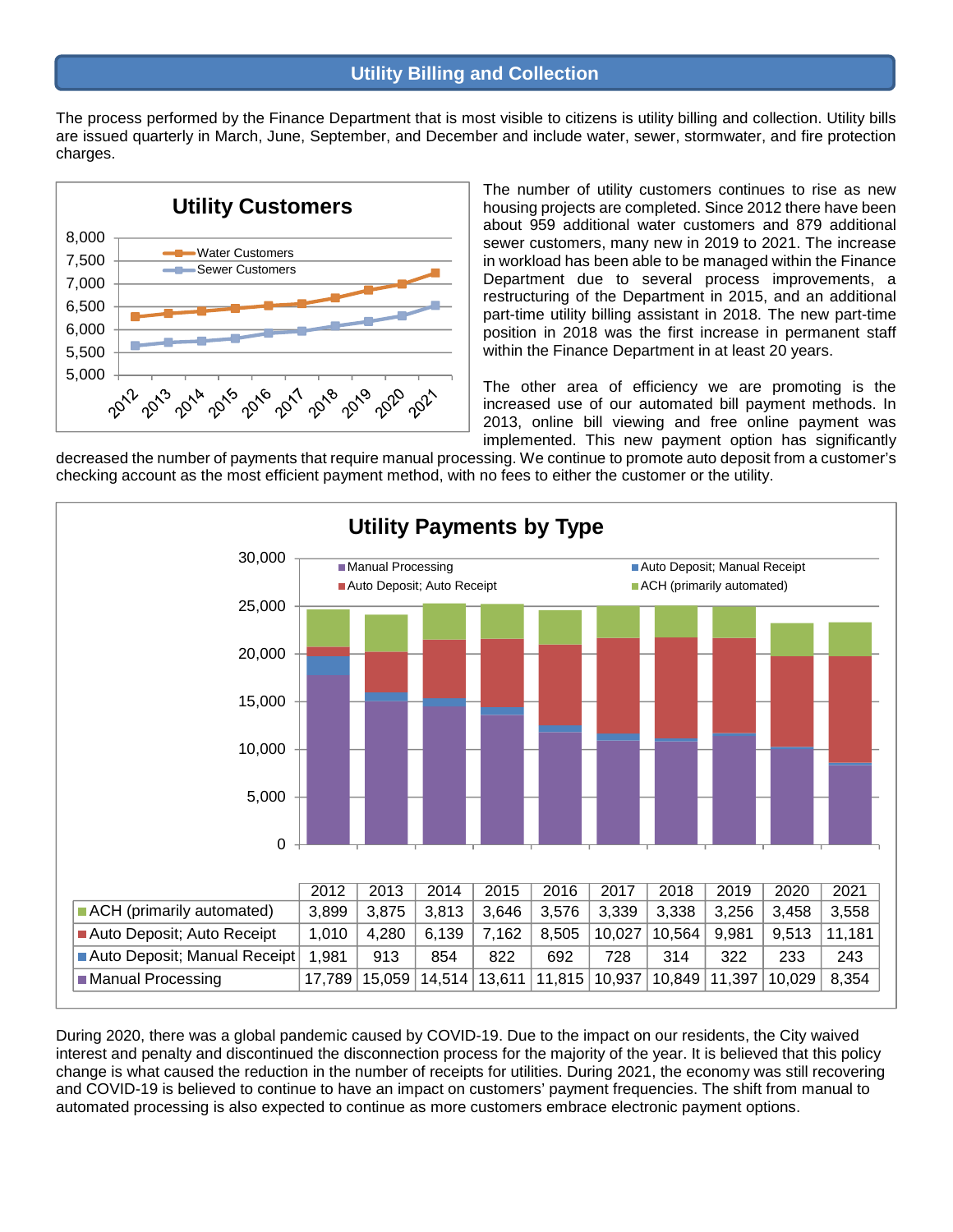## Utility Billing and Collection

The process performed by the Finance Department that is most visible to citizens is utility billing and collection. Utility bills are issued quarterly in March, June, September, and December and include water, sewer, stormwater, and fire protection charges.

The number of utility customers continues to rise as new housing projects are completed. Since 2012 there have been about 959 additional water customers and 879 additional sewer customers, many new in 2019 to 2021. The increase in workload has been able to be managed within the Finance Department due to several process improvements, a restructuring of the Department in 2015, and an additional part-time utility billing assistant in 2018. The new part-time position in 2018 was the first increase in permanent staff within the Finance Department in at least 20 years.

The other area of efficiency we are promoting is the increased use of our automated bill payment methods. In 2013, online bill viewing and free online payment was implemented. This new payment option has significantly decreased the number of payments that require manual processing. We continue to promote auto deposit from a customer's checking account as the most efficient payment method, with no fees to either the customer or the utility.

**Utility Payments by Type**

| | 2012 | 2013 | 2014 | 2015 | 2016 | 2017 | 2018 | 2019 | 2020 | 2021 |
|---|---|---|---|---|---|---|---|---|---|---|
| ACH (primarily automated) | 3,899 | 3,875 | 3,813 | 3,646 | 3,576 | 3,339 | 3,338 | 3,256 | 3,458 | 3,558 |
| Auto Deposit; Auto Receipt | 1,010 | 4,280 | 6,139 | 7,162 | 8,505 | 10,027 | 10,564 | 9,981 | 9,513 | 11,181 |
| Auto Deposit; Manual Receipt | 1,981 | 913 | 854 | 822 | 692 | 728 | 314 | 322 | 233 | 243 |
| Manual Processing | 17,789 | 15,059 | 14,514 | 13,611 | 11,815 | 10,937 | 10,849 | 11,397 | 10,029 | 8,354 |

During 2020, there was a global pandemic caused by COVID-19. Due to the impact on our residents, the City waived interest and penalty and discontinued the disconnection process for the majority of the year. It is believed that this policy change is what caused the reduction in the number of receipts for utilities. During 2021, the economy was still recovering and COVID-19 is believed to continue to have an impact on customers' payment frequencies. The shift from manual to automated processing is also expected to continue as more customers embrace electronic payment options.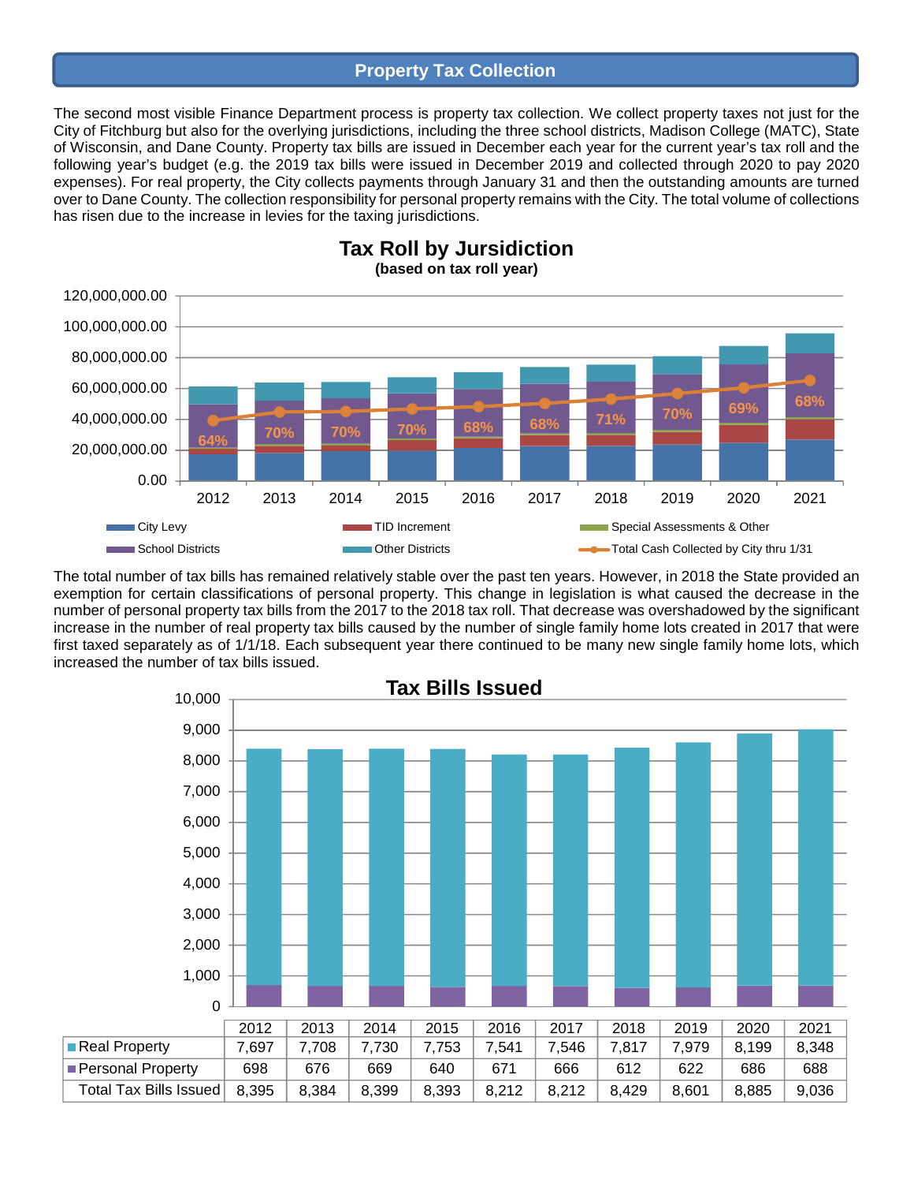## Property Tax Collection

The second most visible Finance Department process is property tax collection. We collect property taxes not just for the City of Fitchburg but also for the overlying jurisdictions, including the three school districts, Madison College (MATC), State of Wisconsin, and Dane County. Property tax bills are issued in December each year for the current year's tax roll and the following year's budget (e.g. the 2019 tax bills were issued in December 2019 and collected through 2020 to pay 2020 expenses). For real property, the City collects payments through January 31 and then the outstanding amounts are turned over to Dane County. The collection responsibility for personal property remains with the City. The total volume of collections has risen due to the increase in levies for the taxing jurisdictions.

**Tax Roll by Jursidiction**
**(based on tax roll year)**

| | 2012 | 2013 | 2014 | 2015 | 2016 | 2017 | 2018 | 2019 | 2020 | 2021 |
|---|---|---|---|---|---|---|---|---|---|---|
| Total Cash Collected by City thru 1/31 | 64% | 70% | 70% | 70% | 68% | 68% | 71% | 70% | 69% | 68% |

Legend: City Levy, TID Increment, Special Assessments & Other, School Districts, Other Districts, Total Cash Collected by City thru 1/31

The total number of tax bills has remained relatively stable over the past ten years. However, in 2018 the State provided an exemption for certain classifications of personal property. This change in legislation is what caused the decrease in the number of personal property tax bills from the 2017 to the 2018 tax roll. That decrease was overshadowed by the significant increase in the number of real property tax bills caused by the number of single family home lots created in 2017 that were first taxed separately as of 1/1/18. Each subsequent year there continued to be many new single family home lots, which increased the number of tax bills issued.

**Tax Bills Issued**

| | 2012 | 2013 | 2014 | 2015 | 2016 | 2017 | 2018 | 2019 | 2020 | 2021 |
|---|---|---|---|---|---|---|---|---|---|---|
| Real Property | 7,697 | 7,708 | 7,730 | 7,753 | 7,541 | 7,546 | 7,817 | 7,979 | 8,199 | 8,348 |
| Personal Property | 698 | 676 | 669 | 640 | 671 | 666 | 612 | 622 | 686 | 688 |
| Total Tax Bills Issued | 8,395 | 8,384 | 8,399 | 8,393 | 8,212 | 8,212 | 8,429 | 8,601 | 8,885 | 9,036 |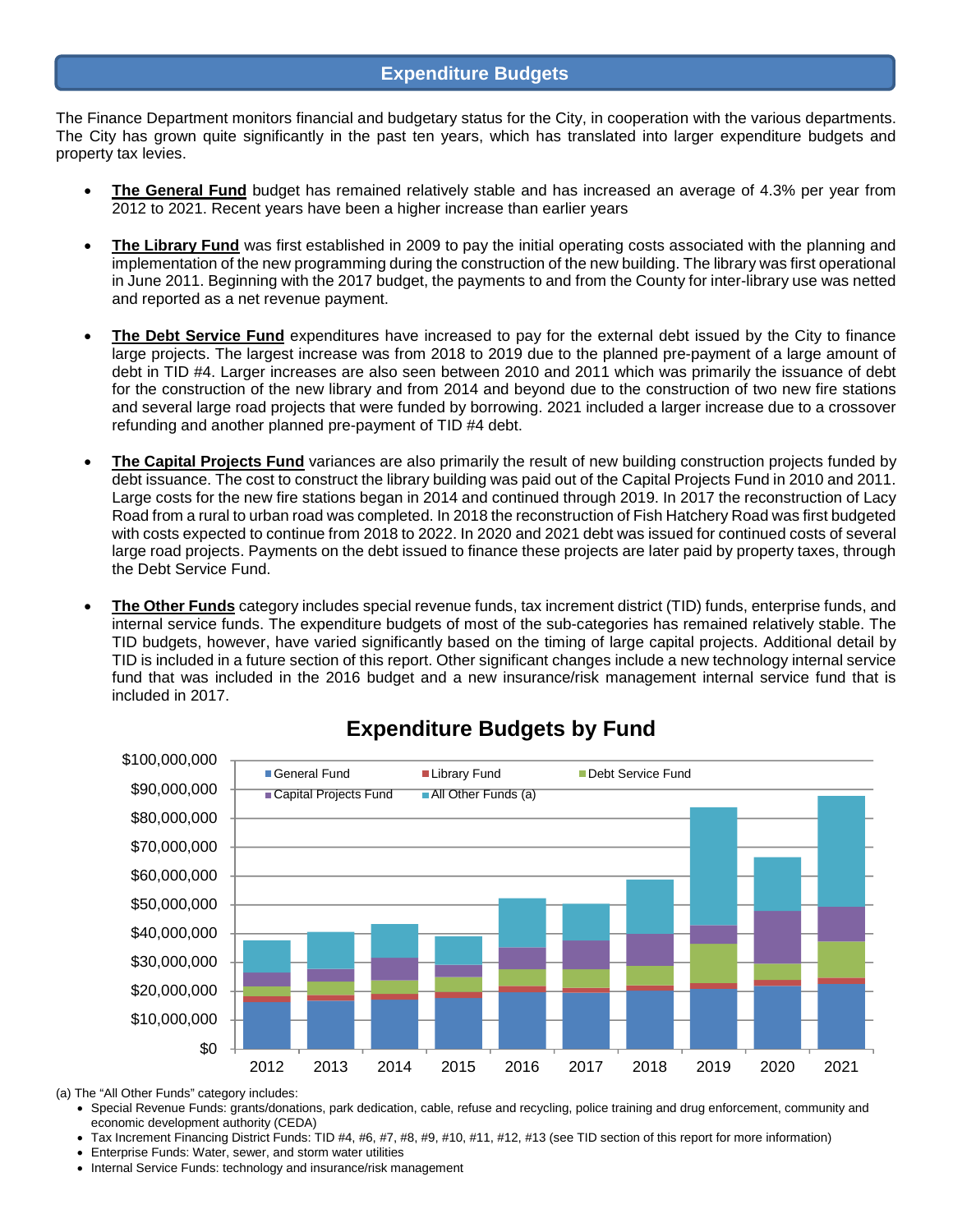# Expenditure Budgets

The Finance Department monitors financial and budgetary status for the City, in cooperation with the various departments. The City has grown quite significantly in the past ten years, which has translated into larger expenditure budgets and property tax levies.

- **The General Fund** budget has remained relatively stable and has increased an average of 4.3% per year from 2012 to 2021. Recent years have been a higher increase than earlier years

- **The Library Fund** was first established in 2009 to pay the initial operating costs associated with the planning and implementation of the new programming during the construction of the new building. The library was first operational in June 2011. Beginning with the 2017 budget, the payments to and from the County for inter-library use was netted and reported as a net revenue payment.

- **The Debt Service Fund** expenditures have increased to pay for the external debt issued by the City to finance large projects. The largest increase was from 2018 to 2019 due to the planned pre-payment of a large amount of debt in TID #4. Larger increases are also seen between 2010 and 2011 which was primarily the issuance of debt for the construction of the new library and from 2014 and beyond due to the construction of two new fire stations and several large road projects that were funded by borrowing. 2021 included a larger increase due to a crossover refunding and another planned pre-payment of TID #4 debt.

- **The Capital Projects Fund** variances are also primarily the result of new building construction projects funded by debt issuance. The cost to construct the library building was paid out of the Capital Projects Fund in 2010 and 2011. Large costs for the new fire stations began in 2014 and continued through 2019. In 2017 the reconstruction of Lacy Road from a rural to urban road was completed. In 2018 the reconstruction of Fish Hatchery Road was first budgeted with costs expected to continue from 2018 to 2022. In 2020 and 2021 debt was issued for continued costs of several large road projects. Payments on the debt issued to finance these projects are later paid by property taxes, through the Debt Service Fund.

- **The Other Funds** category includes special revenue funds, tax increment district (TID) funds, enterprise funds, and internal service funds. The expenditure budgets of most of the sub-categories has remained relatively stable. The TID budgets, however, have varied significantly based on the timing of large capital projects. Additional detail by TID is included in a future section of this report. Other significant changes include a new technology internal service fund that was included in the 2016 budget and a new insurance/risk management internal service fund that is included in 2017.

## Expenditure Budgets by Fund

(a) The "All Other Funds" category includes:

- Special Revenue Funds: grants/donations, park dedication, cable, refuse and recycling, police training and drug enforcement, community and economic development authority (CEDA)
- Tax Increment Financing District Funds: TID #4, #6, #7, #8, #9, #10, #11, #12, #13 (see TID section of this report for more information)
- Enterprise Funds: Water, sewer, and storm water utilities
- Internal Service Funds: technology and insurance/risk management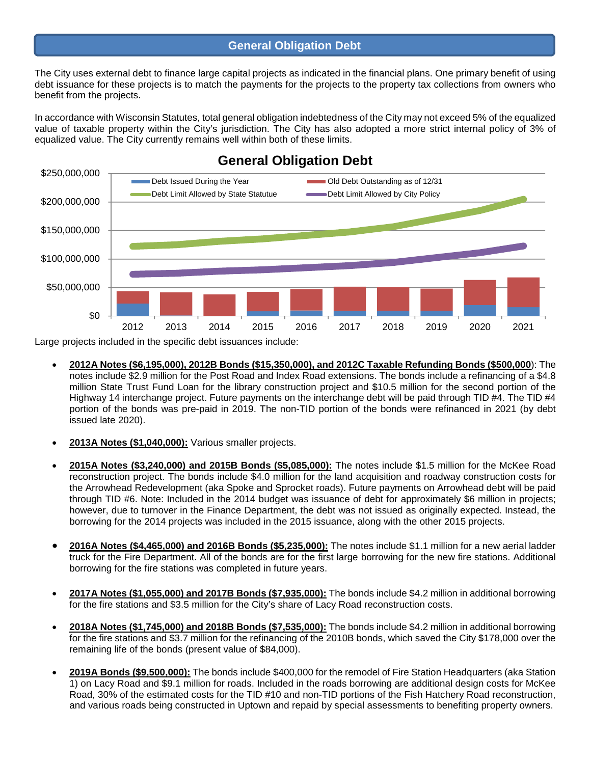## General Obligation Debt

The City uses external debt to finance large capital projects as indicated in the financial plans. One primary benefit of using debt issuance for these projects is to match the payments for the projects to the property tax collections from owners who benefit from the projects.

In accordance with Wisconsin Statutes, total general obligation indebtedness of the City may not exceed 5% of the equalized value of taxable property within the City's jurisdiction. The City has also adopted a more strict internal policy of 3% of equalized value. The City currently remains well within both of these limits.

**General Obligation Debt**

Legend: Debt Issued During the Year; Old Debt Outstanding as of 12/31; Debt Limit Allowed by State Statute; Debt Limit Allowed by City Policy

Y-axis: $0 to $250,000,000. X-axis: 2012–2021.

Large projects included in the specific debt issuances include:

- **2012A Notes ($6,195,000), 2012B Bonds ($15,350,000), and 2012C Taxable Refunding Bonds ($500,000)**: The notes include $2.9 million for the Post Road and Index Road extensions. The bonds include a refinancing of a $4.8 million State Trust Fund Loan for the library construction project and $10.5 million for the second portion of the Highway 14 interchange project. Future payments on the interchange debt will be paid through TID #4. The TID #4 portion of the bonds was pre-paid in 2019. The non-TID portion of the bonds were refinanced in 2021 (by debt issued late 2020).

- **2013A Notes ($1,040,000):** Various smaller projects.

- **2015A Notes ($3,240,000) and 2015B Bonds ($5,085,000):** The notes include $1.5 million for the McKee Road reconstruction project. The bonds include $4.0 million for the land acquisition and roadway construction costs for the Arrowhead Redevelopment (aka Spoke and Sprocket roads). Future payments on Arrowhead debt will be paid through TID #6. Note: Included in the 2014 budget was issuance of debt for approximately $6 million in projects; however, due to turnover in the Finance Department, the debt was not issued as originally expected. Instead, the borrowing for the 2014 projects was included in the 2015 issuance, along with the other 2015 projects.

- **2016A Notes ($4,465,000) and 2016B Bonds ($5,235,000):** The notes include $1.1 million for a new aerial ladder truck for the Fire Department. All of the bonds are for the first large borrowing for the new fire stations. Additional borrowing for the fire stations was completed in future years.

- **2017A Notes ($1,055,000) and 2017B Bonds ($7,935,000):** The bonds include $4.2 million in additional borrowing for the fire stations and $3.5 million for the City's share of Lacy Road reconstruction costs.

- **2018A Notes ($1,745,000) and 2018B Bonds ($7,535,000):** The bonds include $4.2 million in additional borrowing for the fire stations and $3.7 million for the refinancing of the 2010B bonds, which saved the City $178,000 over the remaining life of the bonds (present value of $84,000).

- **2019A Bonds ($9,500,000):** The bonds include $400,000 for the remodel of Fire Station Headquarters (aka Station 1) on Lacy Road and $9.1 million for roads. Included in the roads borrowing are additional design costs for McKee Road, 30% of the estimated costs for the TID #10 and non-TID portions of the Fish Hatchery Road reconstruction, and various roads being constructed in Uptown and repaid by special assessments to benefiting property owners.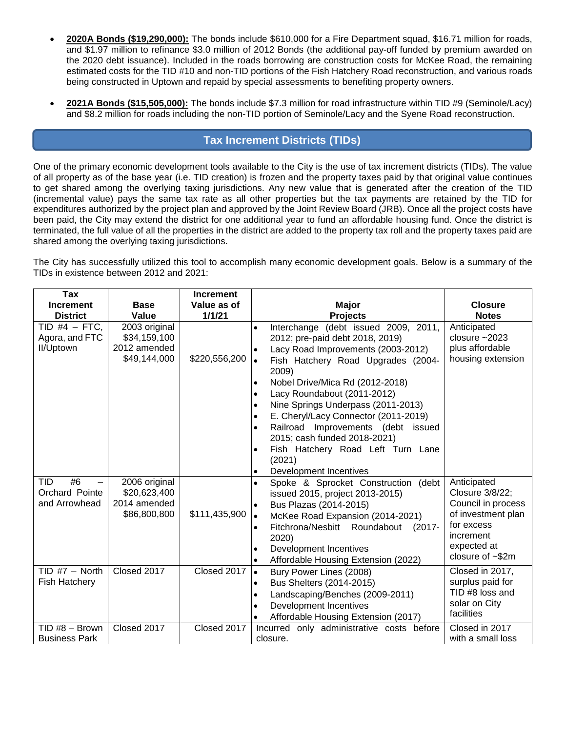- **2020A Bonds ($19,290,000):** The bonds include $610,000 for a Fire Department squad, $16.71 million for roads, and $1.97 million to refinance $3.0 million of 2012 Bonds (the additional pay-off funded by premium awarded on the 2020 debt issuance). Included in the roads borrowing are construction costs for McKee Road, the remaining estimated costs for the TID #10 and non-TID portions of the Fish Hatchery Road reconstruction, and various roads being constructed in Uptown and repaid by special assessments to benefiting property owners.

- **2021A Bonds ($15,505,000):** The bonds include $7.3 million for road infrastructure within TID #9 (Seminole/Lacy) and $8.2 million for roads including the non-TID portion of Seminole/Lacy and the Syene Road reconstruction.

## Tax Increment Districts (TIDs)

One of the primary economic development tools available to the City is the use of tax increment districts (TIDs). The value of all property as of the base year (i.e. TID creation) is frozen and the property taxes paid by that original value continues to get shared among the overlying taxing jurisdictions. Any new value that is generated after the creation of the TID (incremental value) pays the same tax rate as all other properties but the tax payments are retained by the TID for expenditures authorized by the project plan and approved by the Joint Review Board (JRB). Once all the project costs have been paid, the City may extend the district for one additional year to fund an affordable housing fund. Once the district is terminated, the full value of all the properties in the district are added to the property tax roll and the property taxes paid are shared among the overlying taxing jurisdictions.

The City has successfully utilized this tool to accomplish many economic development goals. Below is a summary of the TIDs in existence between 2012 and 2021:

| Tax Increment District | Base Value | Increment Value as of 1/1/21 | Major Projects | Closure Notes |
|---|---|---|---|---|
| TID #4 – FTC, Agora, and FTC II/Uptown | 2003 original $34,159,100<br>2012 amended $49,144,000 | $220,556,200 | • Interchange (debt issued 2009, 2011, 2012; pre-paid debt 2018, 2019)<br>• Lacy Road Improvements (2003-2012)<br>• Fish Hatchery Road Upgrades (2004-2009)<br>• Nobel Drive/Mica Rd (2012-2018)<br>• Lacy Roundabout (2011-2012)<br>• Nine Springs Underpass (2011-2013)<br>• E. Cheryl/Lacy Connector (2011-2019)<br>• Railroad Improvements (debt issued 2015; cash funded 2018-2021)<br>• Fish Hatchery Road Left Turn Lane (2021)<br>• Development Incentives | Anticipated closure ~2023 plus affordable housing extension |
| TID #6 – Orchard Pointe and Arrowhead | 2006 original $20,623,400<br>2014 amended $86,800,800 | $111,435,900 | • Spoke & Sprocket Construction (debt issued 2015, project 2013-2015)<br>• Bus Plazas (2014-2015)<br>• McKee Road Expansion (2014-2021)<br>• Fitchrona/Nesbitt Roundabout (2017-2020)<br>• Development Incentives<br>• Affordable Housing Extension (2022) | Anticipated Closure 3/8/22; Council in process of investment plan for excess increment expected at closure of ~$2m |
| TID #7 – North Fish Hatchery | Closed 2017 | Closed 2017 | • Bury Power Lines (2008)<br>• Bus Shelters (2014-2015)<br>• Landscaping/Benches (2009-2011)<br>• Development Incentives<br>• Affordable Housing Extension (2017) | Closed in 2017, surplus paid for TID #8 loss and solar on City facilities |
| TID #8 – Brown Business Park | Closed 2017 | Closed 2017 | Incurred only administrative costs before closure. | Closed in 2017 with a small loss |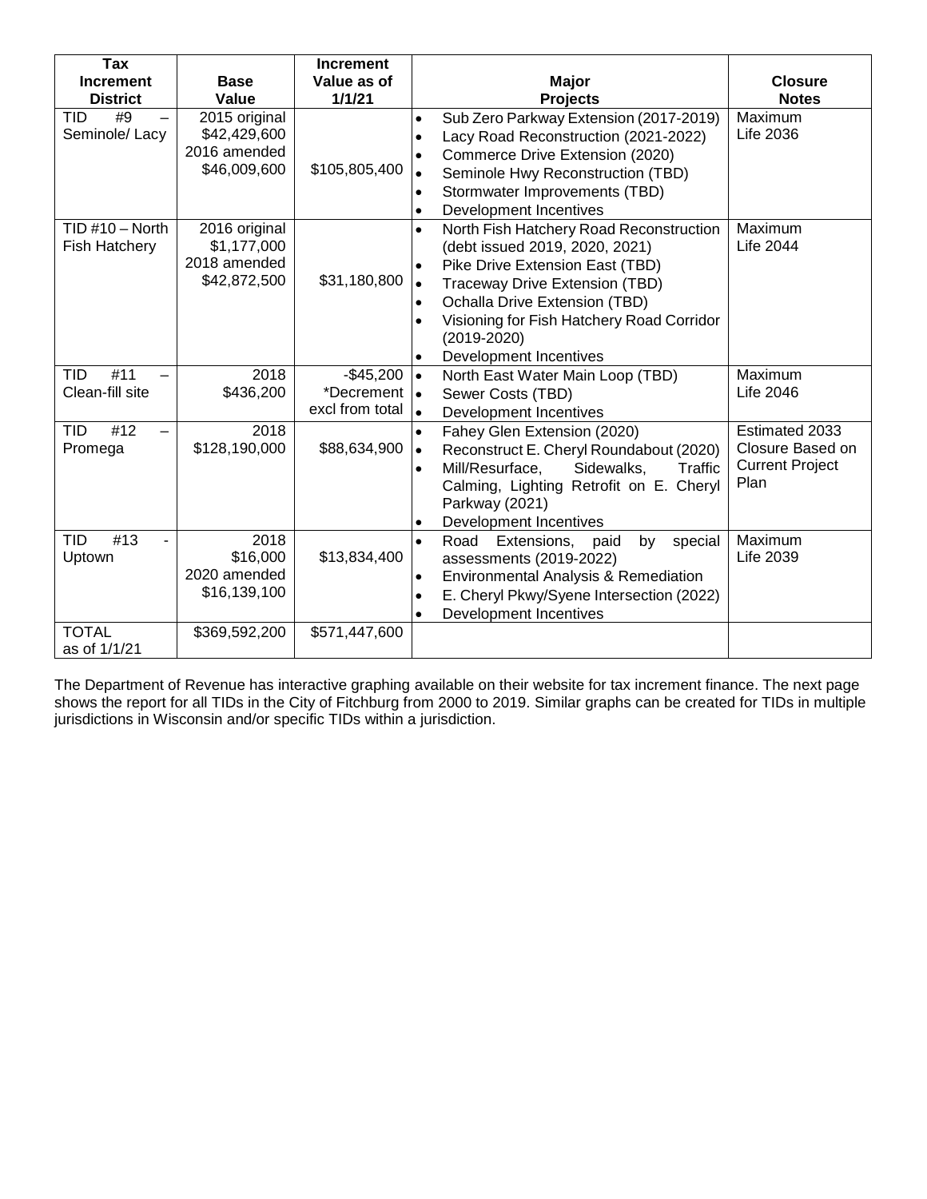| Tax Increment District | Base Value | Increment Value as of 1/1/21 | Major Projects | Closure Notes |
|---|---|---|---|---|
| TID #9 – Seminole/ Lacy | 2015 original $42,429,600 2016 amended $46,009,600 | $105,805,400 | • Sub Zero Parkway Extension (2017-2019) • Lacy Road Reconstruction (2021-2022) • Commerce Drive Extension (2020) • Seminole Hwy Reconstruction (TBD) • Stormwater Improvements (TBD) • Development Incentives | Maximum Life 2036 |
| TID #10 – North Fish Hatchery | 2016 original $1,177,000 2018 amended $42,872,500 | $31,180,800 | • North Fish Hatchery Road Reconstruction (debt issued 2019, 2020, 2021) • Pike Drive Extension East (TBD) • Traceway Drive Extension (TBD) • Ochalla Drive Extension (TBD) • Visioning for Fish Hatchery Road Corridor (2019-2020) • Development Incentives | Maximum Life 2044 |
| TID #11 – Clean-fill site | 2018 $436,200 | -$45,200 *Decrement excl from total | • North East Water Main Loop (TBD) • Sewer Costs (TBD) • Development Incentives | Maximum Life 2046 |
| TID #12 – Promega | 2018 $128,190,000 | $88,634,900 | • Fahey Glen Extension (2020) • Reconstruct E. Cheryl Roundabout (2020) • Mill/Resurface, Sidewalks, Traffic Calming, Lighting Retrofit on E. Cheryl Parkway (2021) • Development Incentives | Estimated 2033 Closure Based on Current Project Plan |
| TID #13 - Uptown | 2018 $16,000 2020 amended $16,139,100 | $13,834,400 | • Road Extensions, paid by special assessments (2019-2022) • Environmental Analysis & Remediation • E. Cheryl Pkwy/Syene Intersection (2022) • Development Incentives | Maximum Life 2039 |
| TOTAL as of 1/1/21 | $369,592,200 | $571,447,600 | | |

The Department of Revenue has interactive graphing available on their website for tax increment finance. The next page shows the report for all TIDs in the City of Fitchburg from 2000 to 2019. Similar graphs can be created for TIDs in multiple jurisdictions in Wisconsin and/or specific TIDs within a jurisdiction.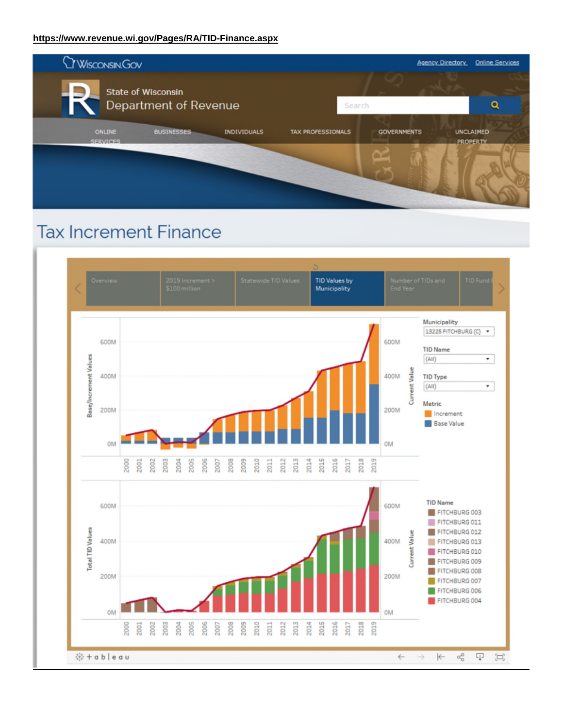https://www.revenue.wi.gov/Pages/RA/TID-Finance.aspx

WisconsinGov

Agency Directory Online Services

State of Wisconsin
Department of Revenue

Search

ONLINE SERVICES BUSINESSES INDIVIDUALS TAX PROFESSIONALS GOVERNMENTS UNCLAIMED PROPERTY

# Tax Increment Finance

Overview | 2019 Increment > $100 million | Statewide TID Values | TID Values by Municipality | Number of TIDs and End Year | TID Fund

Base/Increment Values
600M
400M
200M
0M

Current Value
600M
400M
200M
0M

2000 2001 2002 2003 2004 2005 2006 2007 2008 2009 2010 2011 2012 2013 2014 2015 2016 2017 2018 2019

Municipality
13225 FITCHBURG (C)

TID Name
(All)

TID Type
(All)

Metric
Increment
Base Value

Total TID Values
600M
400M
200M
0M

Current Value
600M
400M
200M
0M

2000 2001 2002 2003 2004 2005 2006 2007 2008 2009 2010 2011 2012 2013 2014 2015 2016 2017 2018 2019

TID Name
FITCHBURG 003
FITCHBURG 011
FITCHBURG 012
FITCHBURG 013
FITCHBURG 010
FITCHBURG 009
FITCHBURG 008
FITCHBURG 007
FITCHBURG 006
FITCHBURG 004

+ a b | e a u